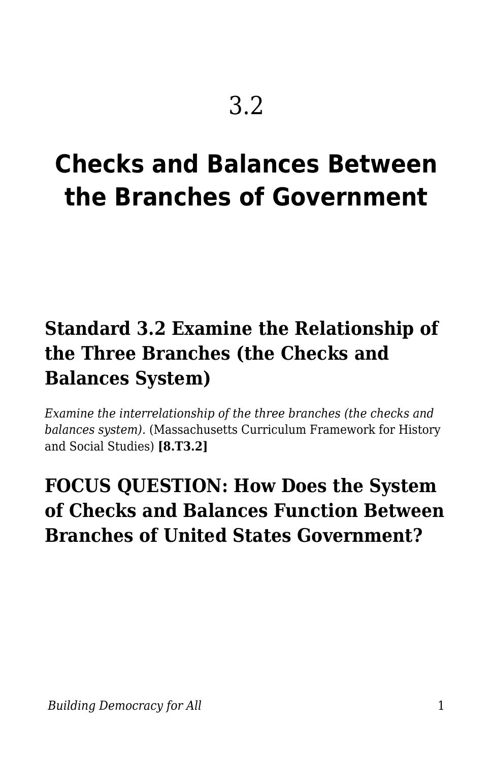# 3.2

# Checks and Balances Between the Branches of Government

## Standard 3.2 Examine the Relationship of the Three Branches (the Checks and Balances System)

*Examine the interrelationship of the three branches (the checks and balances system).* (Massachusetts Curriculum Framework for History and Social Studies) **[8.T3.2]**

## FOCUS QUESTION: How Does the System of Checks and Balances Function Between Branches of United States Government?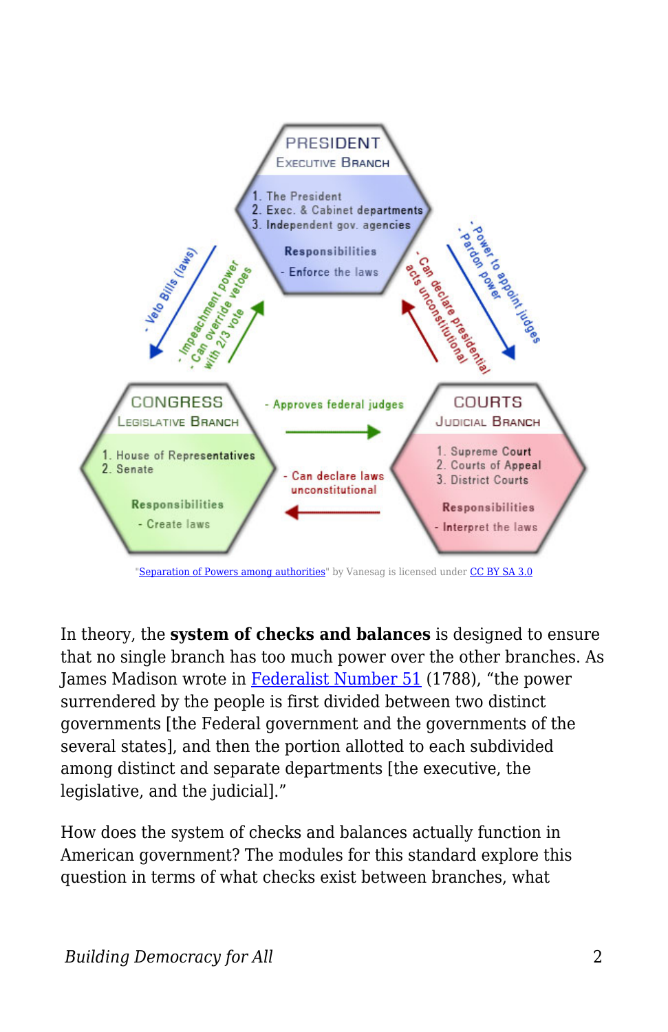"Separation of Powers among authorities" by Vanesag is licensed under CC BY SA 3.0

In theory, the **system of checks and balances** is designed to ensure that no single branch has too much power over the other branches. As James Madison wrote in Federalist Number 51 (1788), "the power surrendered by the people is first divided between two distinct governments [the Federal government and the governments of the several states], and then the portion allotted to each subdivided among distinct and separate departments [the executive, the legislative, and the judicial]."

How does the system of checks and balances actually function in American government? The modules for this standard explore this question in terms of what checks exist between branches, what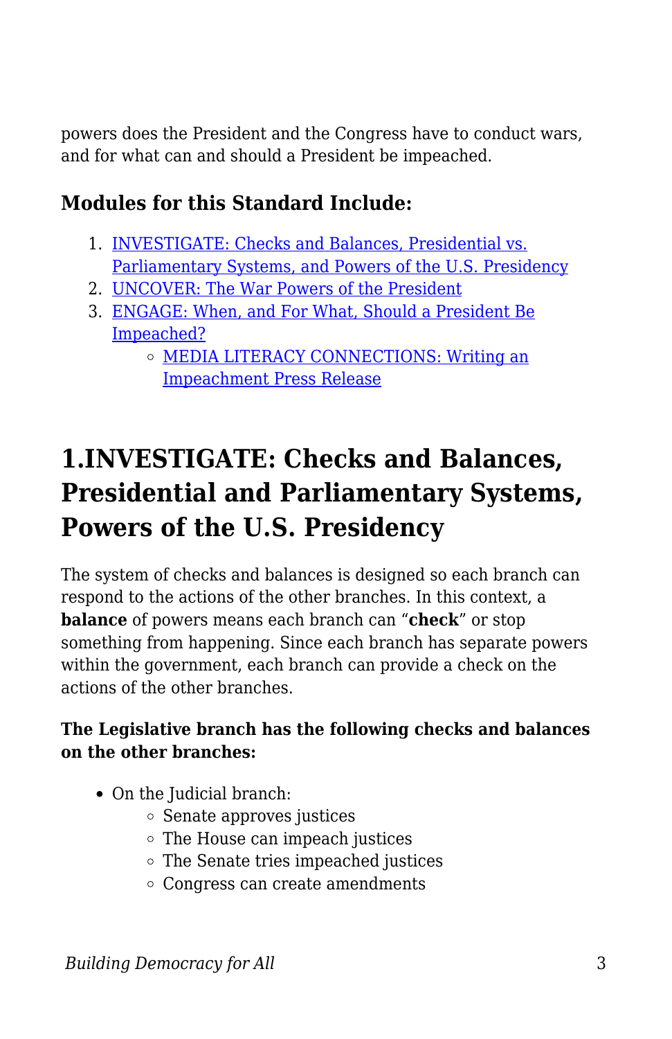powers does the President and the Congress have to conduct wars, and for what can and should a President be impeached.

### Modules for this Standard Include:

1. INVESTIGATE: Checks and Balances, Presidential vs. Parliamentary Systems, and Powers of the U.S. Presidency
2. UNCOVER: The War Powers of the President
3. ENGAGE: When, and For What, Should a President Be Impeached?
    - MEDIA LITERACY CONNECTIONS: Writing an Impeachment Press Release

# 1.INVESTIGATE: Checks and Balances, Presidential and Parliamentary Systems, Powers of the U.S. Presidency

The system of checks and balances is designed so each branch can respond to the actions of the other branches. In this context, a **balance** of powers means each branch can "**check**" or stop something from happening. Since each branch has separate powers within the government, each branch can provide a check on the actions of the other branches.

**The Legislative branch has the following checks and balances on the other branches:**

- On the Judicial branch:
    - Senate approves justices
    - The House can impeach justices
    - The Senate tries impeached justices
    - Congress can create amendments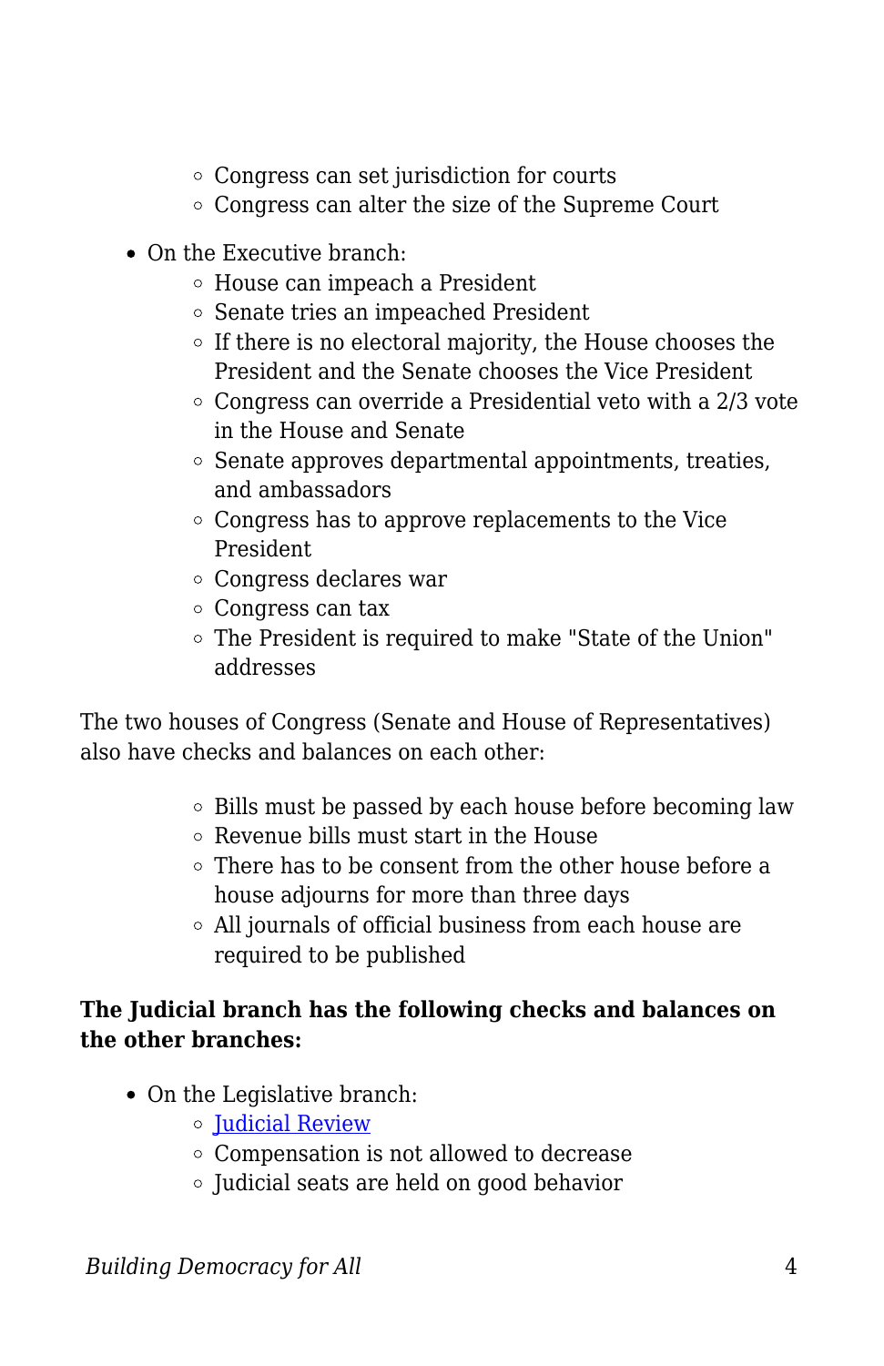- Congress can set jurisdiction for courts
    - Congress can alter the size of the Supreme Court

- On the Executive branch:
    - House can impeach a President
    - Senate tries an impeached President
    - If there is no electoral majority, the House chooses the President and the Senate chooses the Vice President
    - Congress can override a Presidential veto with a 2/3 vote in the House and Senate
    - Senate approves departmental appointments, treaties, and ambassadors
    - Congress has to approve replacements to the Vice President
    - Congress declares war
    - Congress can tax
    - The President is required to make "State of the Union" addresses

The two houses of Congress (Senate and House of Representatives) also have checks and balances on each other:

- Bills must be passed by each house before becoming law
- Revenue bills must start in the House
- There has to be consent from the other house before a house adjourns for more than three days
- All journals of official business from each house are required to be published

**The Judicial branch has the following checks and balances on the other branches:**

- On the Legislative branch:
    - Judicial Review
    - Compensation is not allowed to decrease
    - Judicial seats are held on good behavior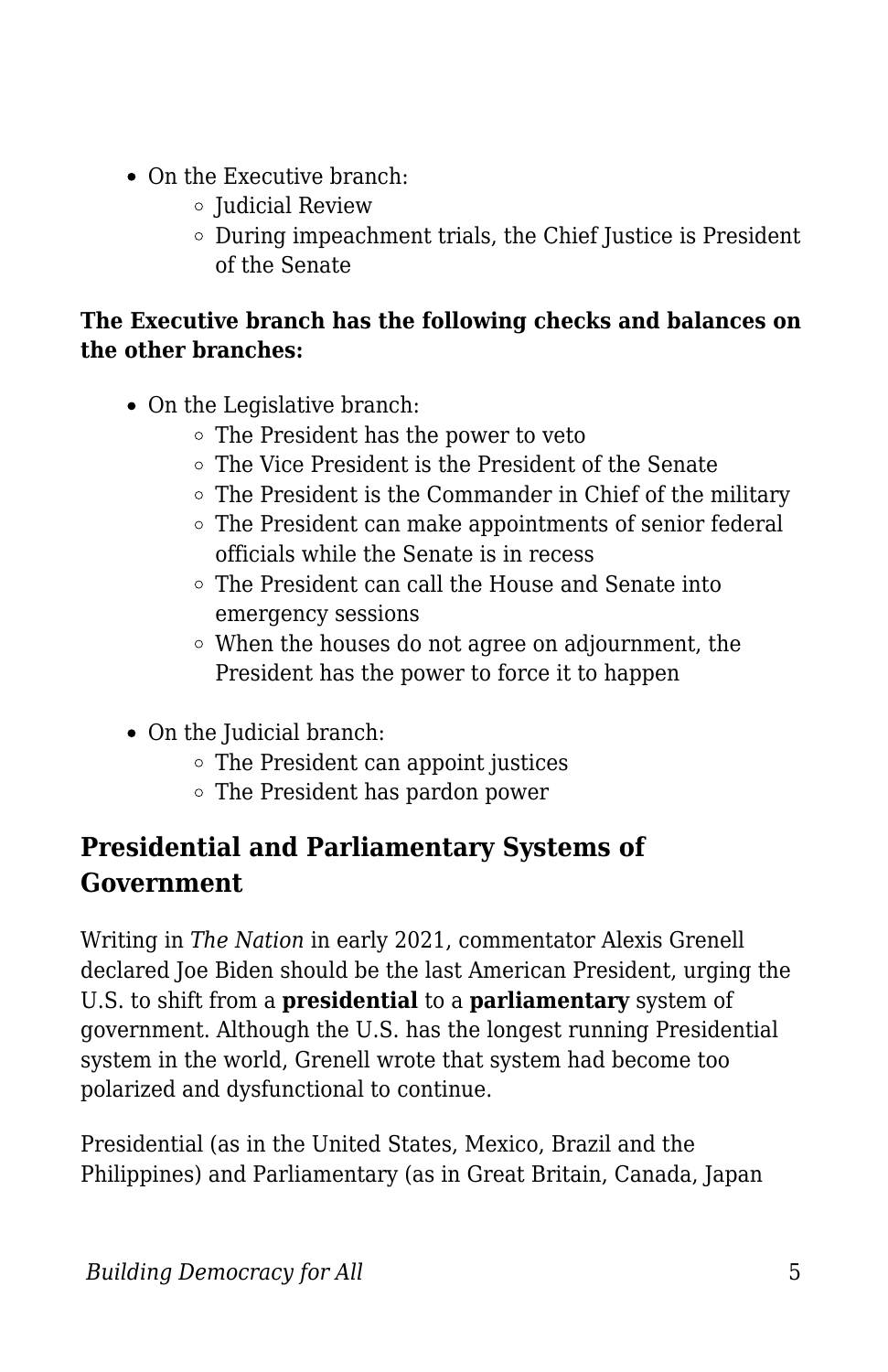- On the Executive branch:
    - Judicial Review
    - During impeachment trials, the Chief Justice is President of the Senate

**The Executive branch has the following checks and balances on the other branches:**

- On the Legislative branch:
    - The President has the power to veto
    - The Vice President is the President of the Senate
    - The President is the Commander in Chief of the military
    - The President can make appointments of senior federal officials while the Senate is in recess
    - The President can call the House and Senate into emergency sessions
    - When the houses do not agree on adjournment, the President has the power to force it to happen

- On the Judicial branch:
    - The President can appoint justices
    - The President has pardon power

## Presidential and Parliamentary Systems of Government

Writing in *The Nation* in early 2021, commentator Alexis Grenell declared Joe Biden should be the last American President, urging the U.S. to shift from a **presidential** to a **parliamentary** system of government. Although the U.S. has the longest running Presidential system in the world, Grenell wrote that system had become too polarized and dysfunctional to continue.

Presidential (as in the United States, Mexico, Brazil and the Philippines) and Parliamentary (as in Great Britain, Canada, Japan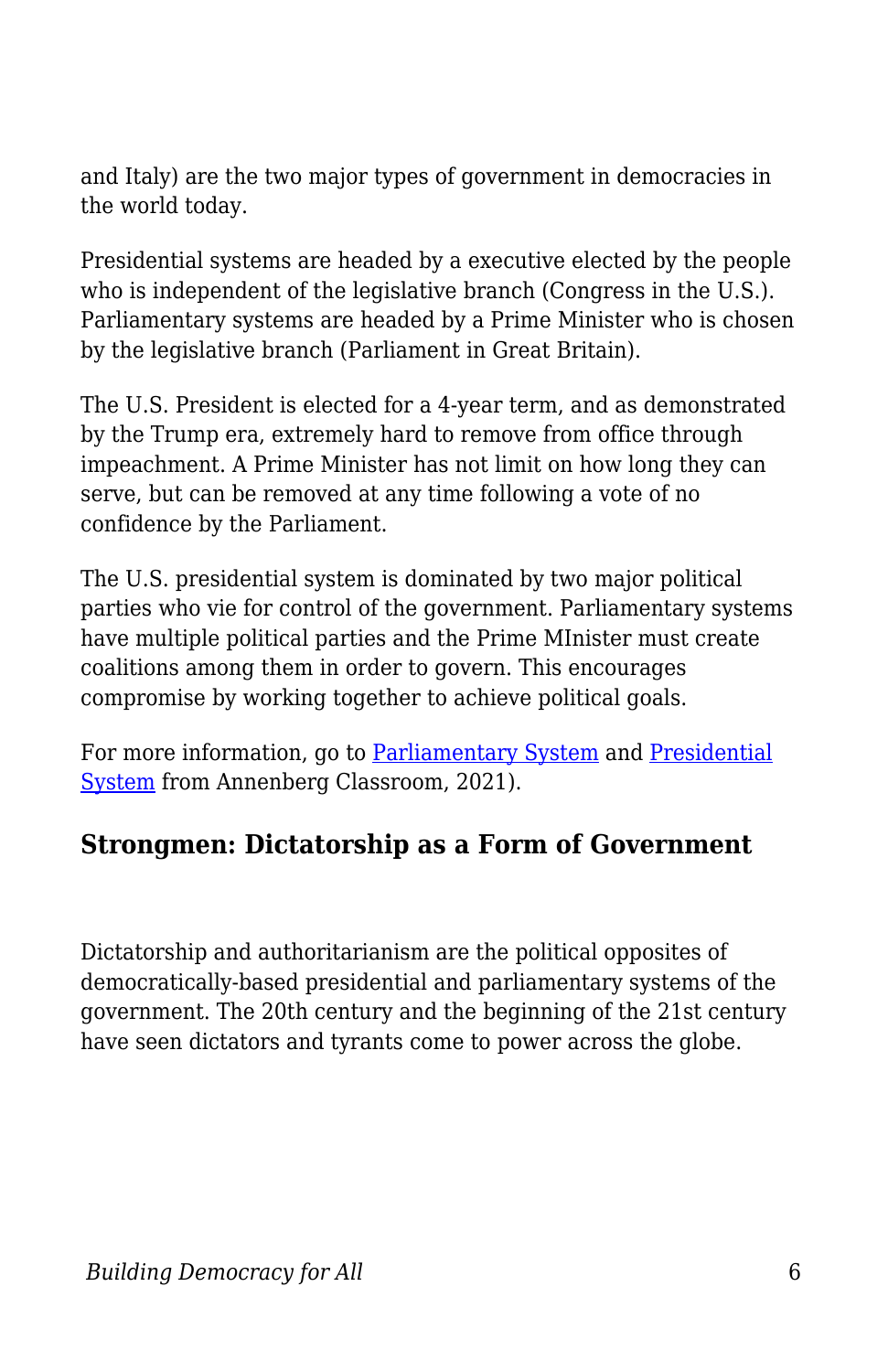and Italy) are the two major types of government in democracies in the world today.

Presidential systems are headed by a executive elected by the people who is independent of the legislative branch (Congress in the U.S.). Parliamentary systems are headed by a Prime Minister who is chosen by the legislative branch (Parliament in Great Britain).

The U.S. President is elected for a 4-year term, and as demonstrated by the Trump era, extremely hard to remove from office through impeachment. A Prime Minister has not limit on how long they can serve, but can be removed at any time following a vote of no confidence by the Parliament.

The U.S. presidential system is dominated by two major political parties who vie for control of the government. Parliamentary systems have multiple political parties and the Prime MInister must create coalitions among them in order to govern. This encourages compromise by working together to achieve political goals.

For more information, go to [Parliamentary System] and [Presidential System] from Annenberg Classroom, 2021).

### Strongmen: Dictatorship as a Form of Government

Dictatorship and authoritarianism are the political opposites of democratically-based presidential and parliamentary systems of the government. The 20th century and the beginning of the 21st century have seen dictators and tyrants come to power across the globe.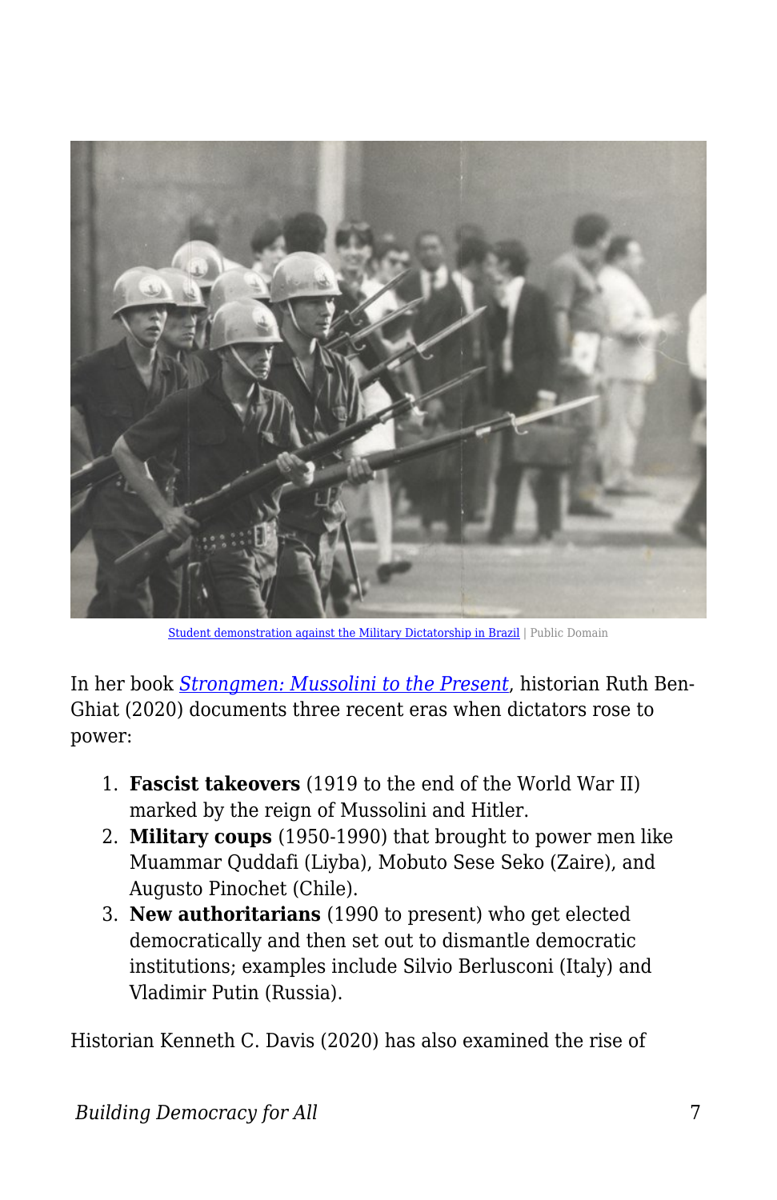Student demonstration against the Military Dictatorship in Brazil | Public Domain

In her book *Strongmen: Mussolini to the Present*, historian Ruth Ben-Ghiat (2020) documents three recent eras when dictators rose to power:

1. **Fascist takeovers** (1919 to the end of the World War II) marked by the reign of Mussolini and Hitler.
2. **Military coups** (1950-1990) that brought to power men like Muammar Quddafi (Liyba), Mobuto Sese Seko (Zaire), and Augusto Pinochet (Chile).
3. **New authoritarians** (1990 to present) who get elected democratically and then set out to dismantle democratic institutions; examples include Silvio Berlusconi (Italy) and Vladimir Putin (Russia).

Historian Kenneth C. Davis (2020) has also examined the rise of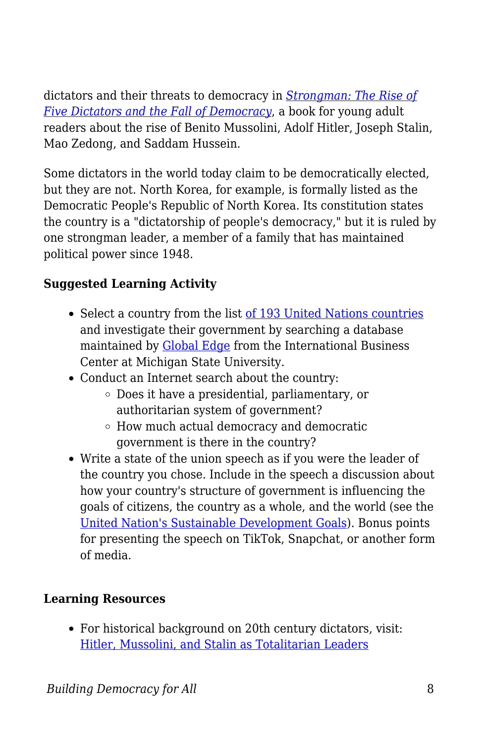dictators and their threats to democracy in *Strongman: The Rise of Five Dictators and the Fall of Democracy*, a book for young adult readers about the rise of Benito Mussolini, Adolf Hitler, Joseph Stalin, Mao Zedong, and Saddam Hussein.

Some dictators in the world today claim to be democratically elected, but they are not. North Korea, for example, is formally listed as the Democratic People's Republic of North Korea. Its constitution states the country is a "dictatorship of people's democracy," but it is ruled by one strongman leader, a member of a family that has maintained political power since 1948.

**Suggested Learning Activity**

- Select a country from the list of 193 United Nations countries and investigate their government by searching a database maintained by Global Edge from the International Business Center at Michigan State University.
- Conduct an Internet search about the country:
  - Does it have a presidential, parliamentary, or authoritarian system of government?
  - How much actual democracy and democratic government is there in the country?
- Write a state of the union speech as if you were the leader of the country you chose. Include in the speech a discussion about how your country's structure of government is influencing the goals of citizens, the country as a whole, and the world (see the United Nation's Sustainable Development Goals). Bonus points for presenting the speech on TikTok, Snapchat, or another form of media.

**Learning Resources**

- For historical background on 20th century dictators, visit: Hitler, Mussolini, and Stalin as Totalitarian Leaders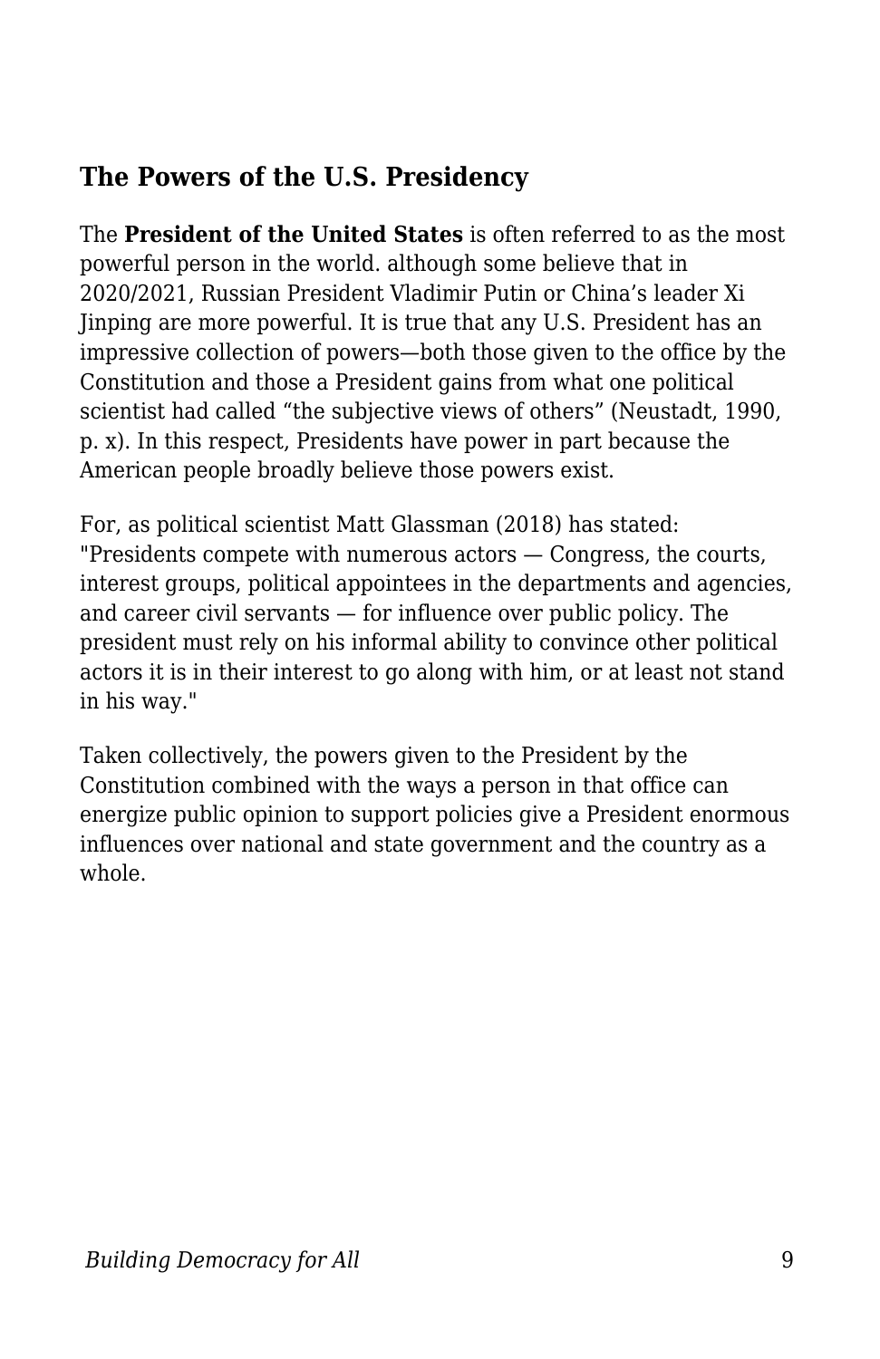## The Powers of the U.S. Presidency

The **President of the United States** is often referred to as the most powerful person in the world. although some believe that in 2020/2021, Russian President Vladimir Putin or China's leader Xi Jinping are more powerful. It is true that any U.S. President has an impressive collection of powers—both those given to the office by the Constitution and those a President gains from what one political scientist had called "the subjective views of others" (Neustadt, 1990, p. x). In this respect, Presidents have power in part because the American people broadly believe those powers exist.

For, as political scientist Matt Glassman (2018) has stated: "Presidents compete with numerous actors — Congress, the courts, interest groups, political appointees in the departments and agencies, and career civil servants — for influence over public policy. The president must rely on his informal ability to convince other political actors it is in their interest to go along with him, or at least not stand in his way."

Taken collectively, the powers given to the President by the Constitution combined with the ways a person in that office can energize public opinion to support policies give a President enormous influences over national and state government and the country as a whole.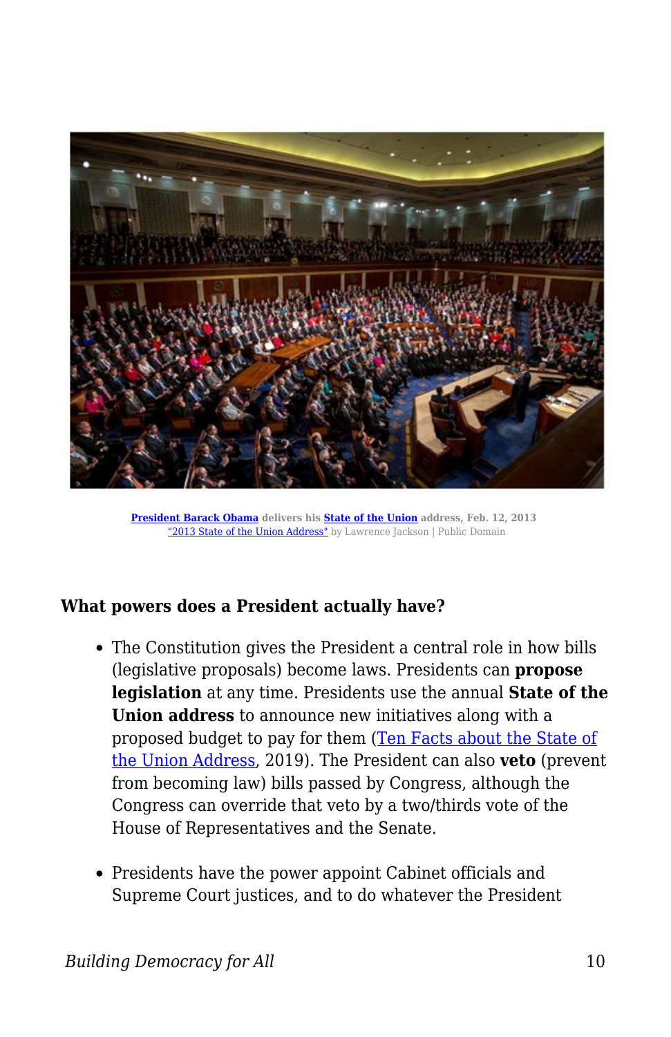**President Barack Obama** delivers his **State of the Union** address, Feb. 12, 2013
"2013 State of the Union Address" by Lawrence Jackson | Public Domain

**What powers does a President actually have?**

- The Constitution gives the President a central role in how bills (legislative proposals) become laws. Presidents can **propose legislation** at any time. Presidents use the annual **State of the Union address** to announce new initiatives along with a proposed budget to pay for them (Ten Facts about the State of the Union Address, 2019). The President can also **veto** (prevent from becoming law) bills passed by Congress, although the Congress can override that veto by a two/thirds vote of the House of Representatives and the Senate.
- Presidents have the power appoint Cabinet officials and Supreme Court justices, and to do whatever the President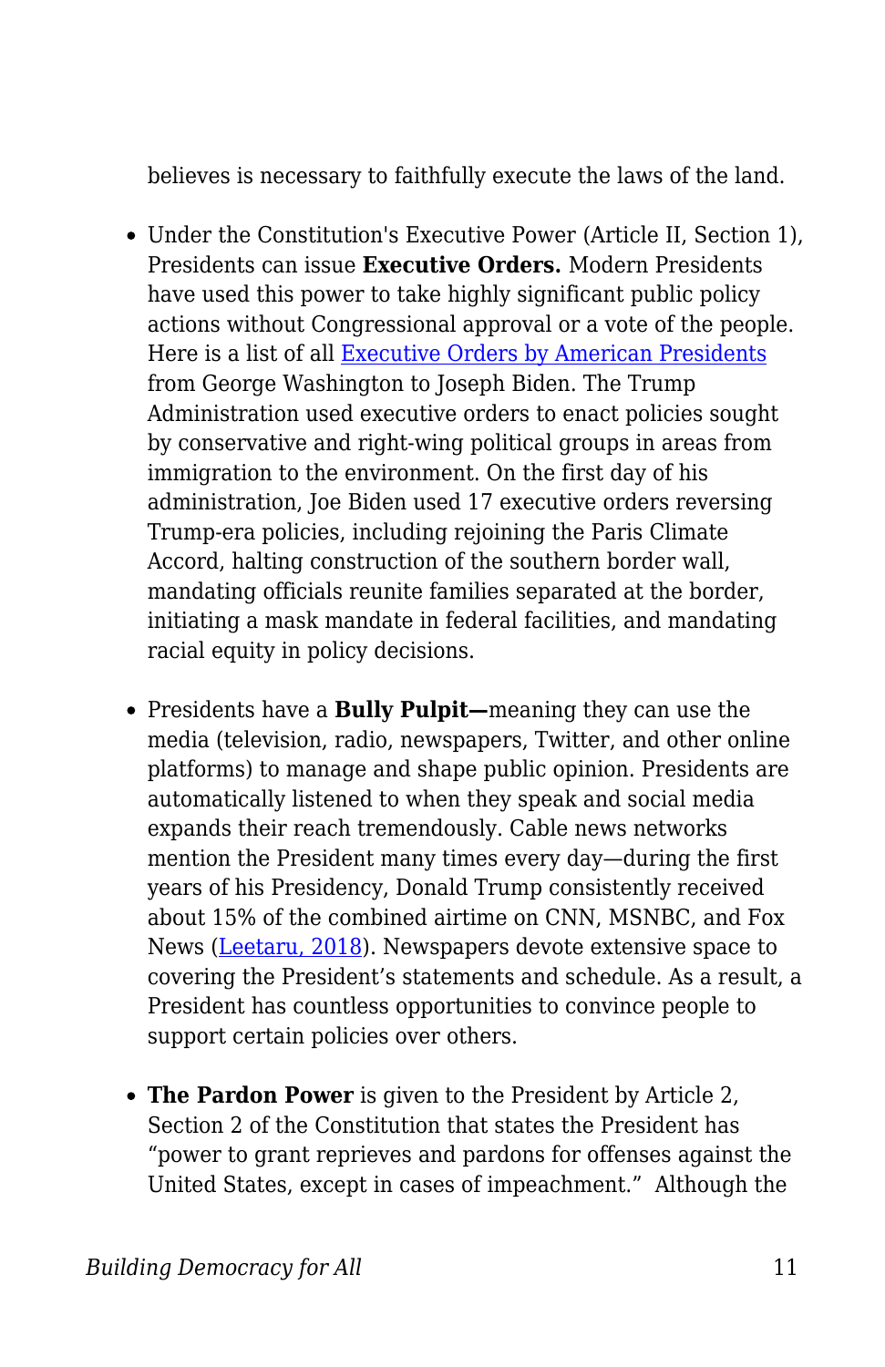believes is necessary to faithfully execute the laws of the land.

- Under the Constitution's Executive Power (Article II, Section 1), Presidents can issue **Executive Orders.** Modern Presidents have used this power to take highly significant public policy actions without Congressional approval or a vote of the people. Here is a list of all [Executive Orders by American Presidents]() from George Washington to Joseph Biden. The Trump Administration used executive orders to enact policies sought by conservative and right-wing political groups in areas from immigration to the environment. On the first day of his administration, Joe Biden used 17 executive orders reversing Trump-era policies, including rejoining the Paris Climate Accord, halting construction of the southern border wall, mandating officials reunite families separated at the border, initiating a mask mandate in federal facilities, and mandating racial equity in policy decisions.

- Presidents have a **Bully Pulpit—**meaning they can use the media (television, radio, newspapers, Twitter, and other online platforms) to manage and shape public opinion. Presidents are automatically listened to when they speak and social media expands their reach tremendously. Cable news networks mention the President many times every day—during the first years of his Presidency, Donald Trump consistently received about 15% of the combined airtime on CNN, MSNBC, and Fox News ([Leetaru, 2018]()). Newspapers devote extensive space to covering the President's statements and schedule. As a result, a President has countless opportunities to convince people to support certain policies over others.

- **The Pardon Power** is given to the President by Article 2, Section 2 of the Constitution that states the President has "power to grant reprieves and pardons for offenses against the United States, except in cases of impeachment." Although the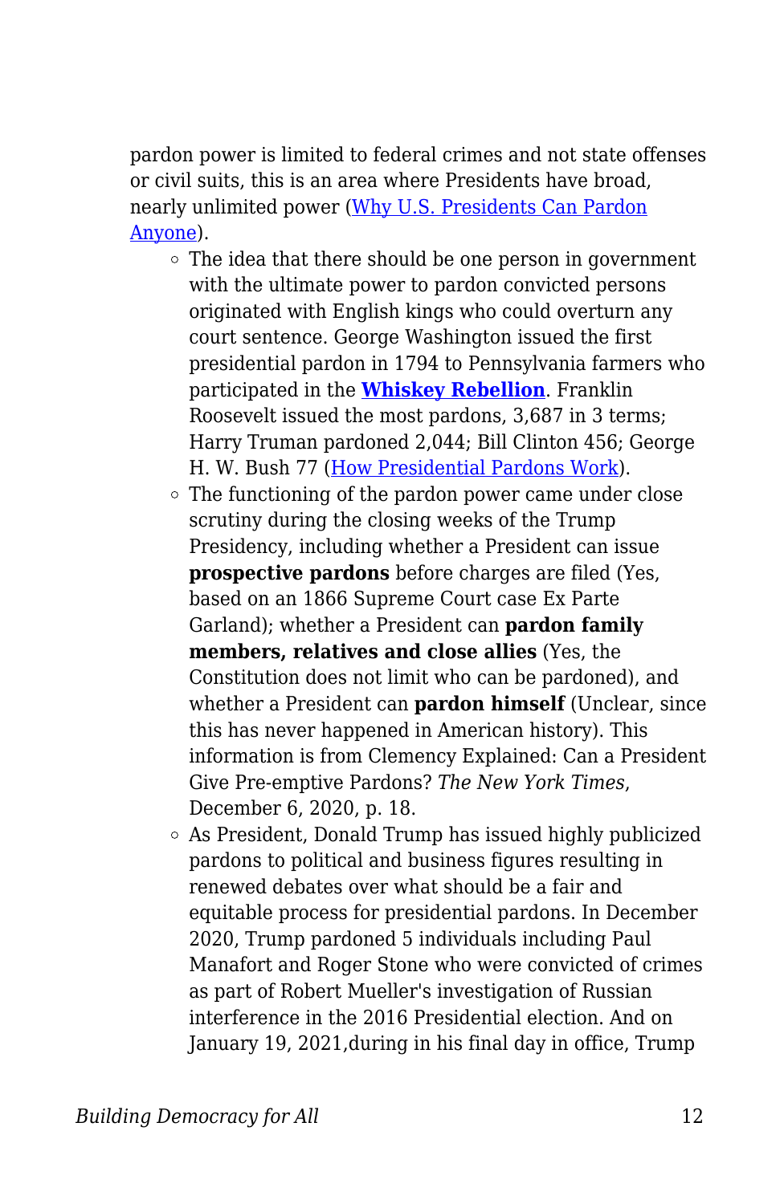pardon power is limited to federal crimes and not state offenses or civil suits, this is an area where Presidents have broad, nearly unlimited power ([Why U.S. Presidents Can Pardon Anyone](#)).

- The idea that there should be one person in government with the ultimate power to pardon convicted persons originated with English kings who could overturn any court sentence. George Washington issued the first presidential pardon in 1794 to Pennsylvania farmers who participated in the **[Whiskey Rebellion](#)**. Franklin Roosevelt issued the most pardons, 3,687 in 3 terms; Harry Truman pardoned 2,044; Bill Clinton 456; George H. W. Bush 77 ([How Presidential Pardons Work](#)).
- The functioning of the pardon power came under close scrutiny during the closing weeks of the Trump Presidency, including whether a President can issue **prospective pardons** before charges are filed (Yes, based on an 1866 Supreme Court case Ex Parte Garland); whether a President can **pardon family members, relatives and close allies** (Yes, the Constitution does not limit who can be pardoned), and whether a President can **pardon himself** (Unclear, since this has never happened in American history). This information is from Clemency Explained: Can a President Give Pre-emptive Pardons? *The New York Times*, December 6, 2020, p. 18.
- As President, Donald Trump has issued highly publicized pardons to political and business figures resulting in renewed debates over what should be a fair and equitable process for presidential pardons. In December 2020, Trump pardoned 5 individuals including Paul Manafort and Roger Stone who were convicted of crimes as part of Robert Mueller's investigation of Russian interference in the 2016 Presidential election. And on January 19, 2021,during in his final day in office, Trump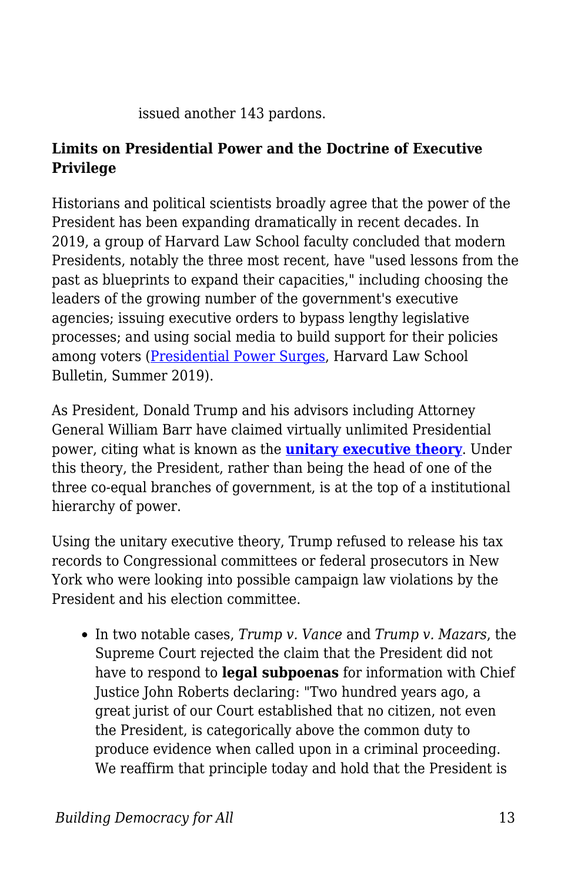issued another 143 pardons.

**Limits on Presidential Power and the Doctrine of Executive Privilege**

Historians and political scientists broadly agree that the power of the President has been expanding dramatically in recent decades. In 2019, a group of Harvard Law School faculty concluded that modern Presidents, notably the three most recent, have "used lessons from the past as blueprints to expand their capacities," including choosing the leaders of the growing number of the government's executive agencies; issuing executive orders to bypass lengthy legislative processes; and using social media to build support for their policies among voters (Presidential Power Surges, Harvard Law School Bulletin, Summer 2019).

As President, Donald Trump and his advisors including Attorney General William Barr have claimed virtually unlimited Presidential power, citing what is known as the **unitary executive theory**. Under this theory, the President, rather than being the head of one of the three co-equal branches of government, is at the top of a institutional hierarchy of power.

Using the unitary executive theory, Trump refused to release his tax records to Congressional committees or federal prosecutors in New York who were looking into possible campaign law violations by the President and his election committee.

- In two notable cases, *Trump v. Vance* and *Trump v. Mazars*, the Supreme Court rejected the claim that the President did not have to respond to **legal subpoenas** for information with Chief Justice John Roberts declaring: "Two hundred years ago, a great jurist of our Court established that no citizen, not even the President, is categorically above the common duty to produce evidence when called upon in a criminal proceeding. We reaffirm that principle today and hold that the President is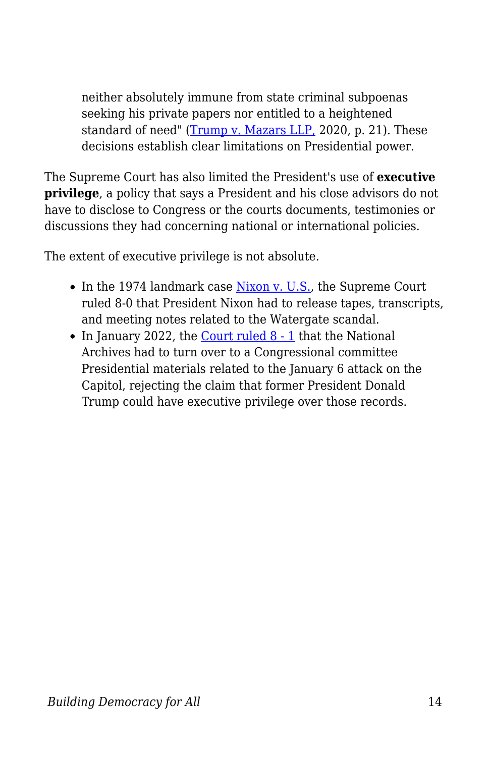neither absolutely immune from state criminal subpoenas seeking his private papers nor entitled to a heightened standard of need" (Trump v. Mazars LLP, 2020, p. 21). These decisions establish clear limitations on Presidential power.

The Supreme Court has also limited the President's use of **executive privilege**, a policy that says a President and his close advisors do not have to disclose to Congress or the courts documents, testimonies or discussions they had concerning national or international policies.

The extent of executive privilege is not absolute.

- In the 1974 landmark case Nixon v. U.S., the Supreme Court ruled 8-0 that President Nixon had to release tapes, transcripts, and meeting notes related to the Watergate scandal.
- In January 2022, the Court ruled 8 - 1 that the National Archives had to turn over to a Congressional committee Presidential materials related to the January 6 attack on the Capitol, rejecting the claim that former President Donald Trump could have executive privilege over those records.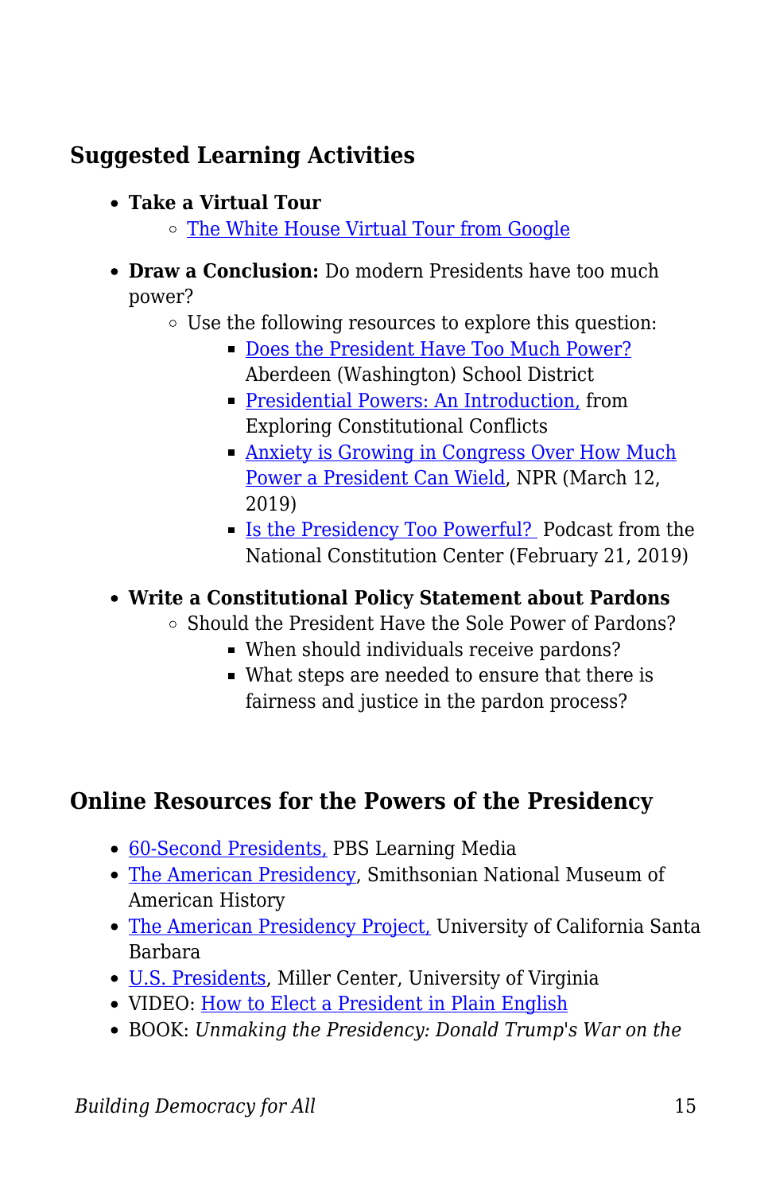### Suggested Learning Activities

- **Take a Virtual Tour**
  - The White House Virtual Tour from Google
- **Draw a Conclusion:** Do modern Presidents have too much power?
  - Use the following resources to explore this question:
    - Does the President Have Too Much Power? Aberdeen (Washington) School District
    - Presidential Powers: An Introduction, from Exploring Constitutional Conflicts
    - Anxiety is Growing in Congress Over How Much Power a President Can Wield, NPR (March 12, 2019)
    - Is the Presidency Too Powerful? Podcast from the National Constitution Center (February 21, 2019)
- **Write a Constitutional Policy Statement about Pardons**
  - Should the President Have the Sole Power of Pardons?
    - When should individuals receive pardons?
    - What steps are needed to ensure that there is fairness and justice in the pardon process?

### Online Resources for the Powers of the Presidency

- 60-Second Presidents, PBS Learning Media
- The American Presidency, Smithsonian National Museum of American History
- The American Presidency Project, University of California Santa Barbara
- U.S. Presidents, Miller Center, University of Virginia
- VIDEO: How to Elect a President in Plain English
- BOOK: *Unmaking the Presidency: Donald Trump's War on the*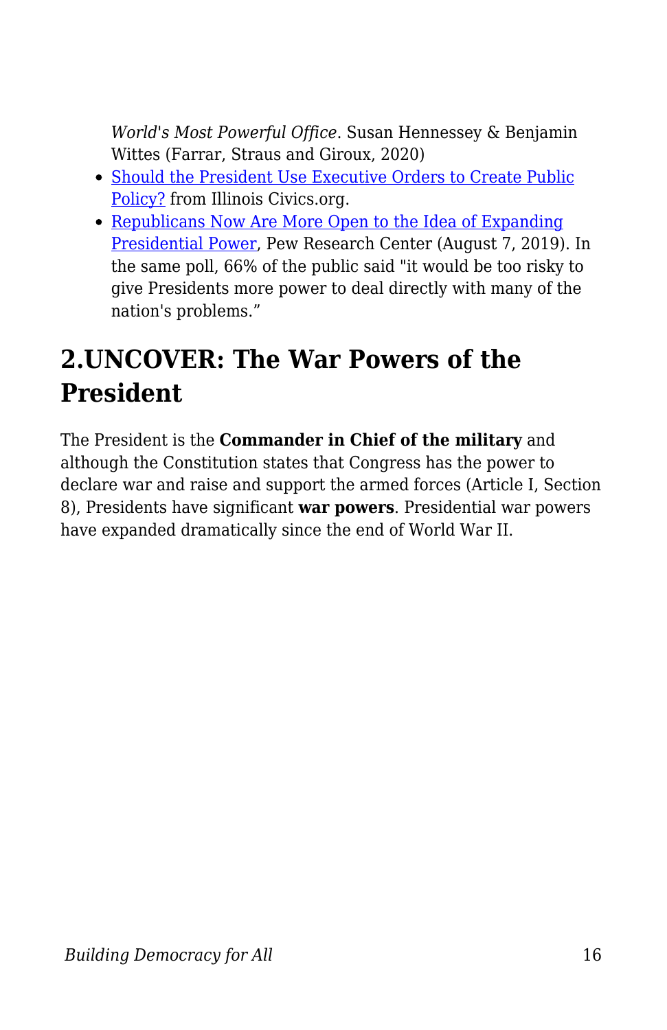*World's Most Powerful Office*. Susan Hennessey & Benjamin Wittes (Farrar, Straus and Giroux, 2020)

- Should the President Use Executive Orders to Create Public Policy? from Illinois Civics.org.
- Republicans Now Are More Open to the Idea of Expanding Presidential Power, Pew Research Center (August 7, 2019). In the same poll, 66% of the public said "it would be too risky to give Presidents more power to deal directly with many of the nation's problems."

## 2.UNCOVER: The War Powers of the President

The President is the **Commander in Chief of the military** and although the Constitution states that Congress has the power to declare war and raise and support the armed forces (Article I, Section 8), Presidents have significant **war powers**. Presidential war powers have expanded dramatically since the end of World War II.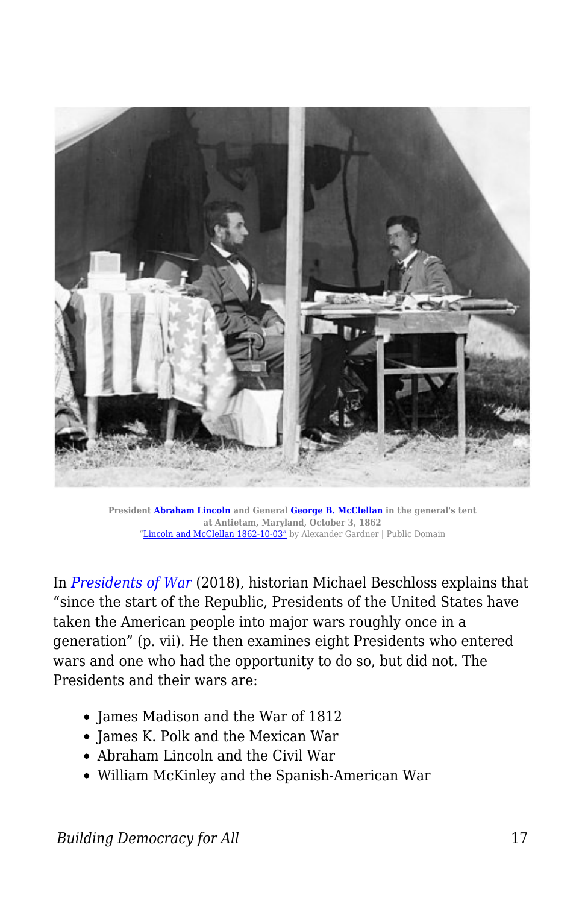President **Abraham Lincoln** and General **George B. McClellan** in the general's tent at Antietam, Maryland, October 3, 1862
"Lincoln and McClellan 1862-10-03" by Alexander Gardner | Public Domain

In *Presidents of War* (2018), historian Michael Beschloss explains that "since the start of the Republic, Presidents of the United States have taken the American people into major wars roughly once in a generation" (p. vii). He then examines eight Presidents who entered wars and one who had the opportunity to do so, but did not. The Presidents and their wars are:

- James Madison and the War of 1812
- James K. Polk and the Mexican War
- Abraham Lincoln and the Civil War
- William McKinley and the Spanish-American War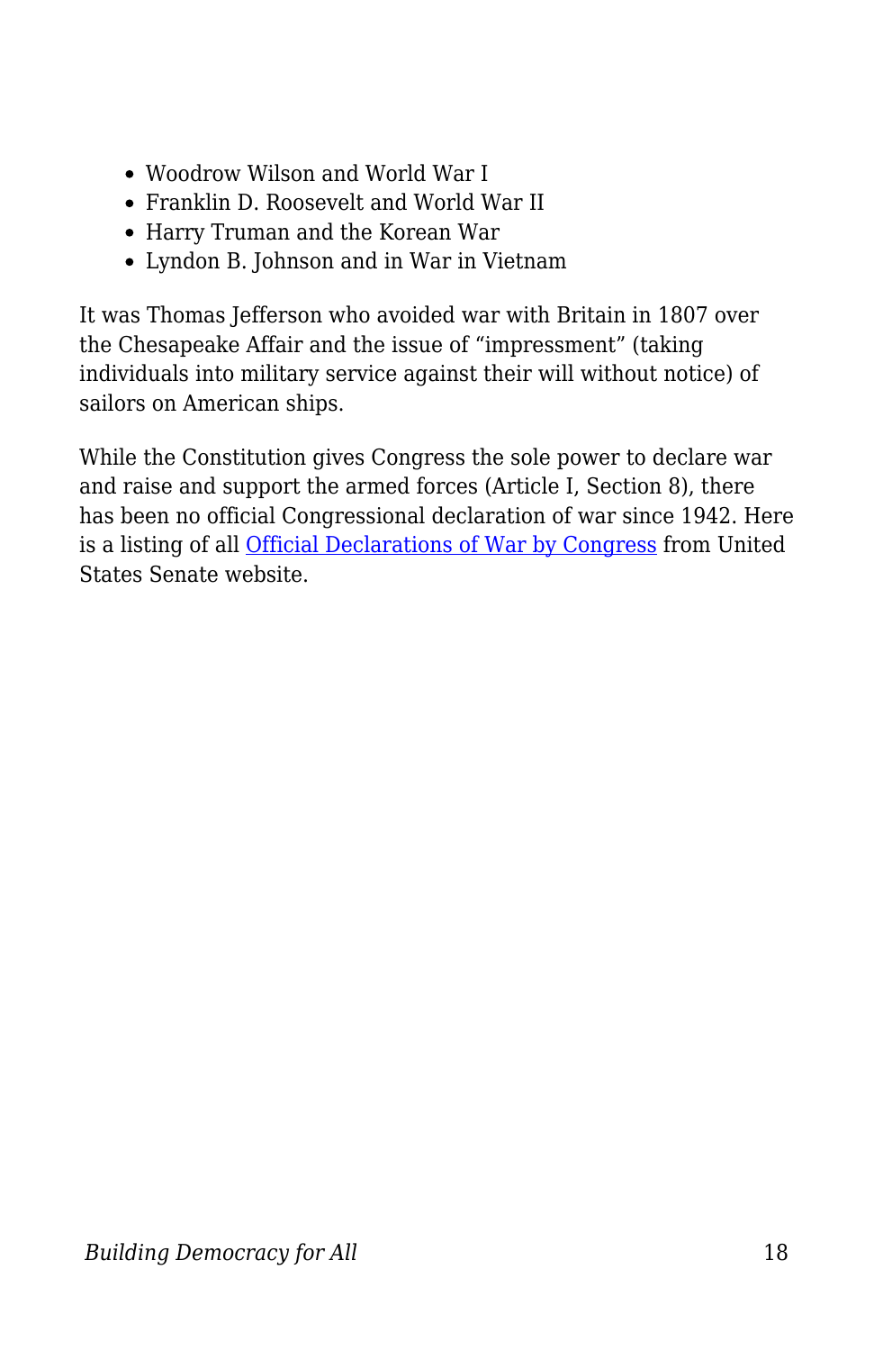- Woodrow Wilson and World War I
- Franklin D. Roosevelt and World War II
- Harry Truman and the Korean War
- Lyndon B. Johnson and in War in Vietnam

It was Thomas Jefferson who avoided war with Britain in 1807 over the Chesapeake Affair and the issue of "impressment" (taking individuals into military service against their will without notice) of sailors on American ships.

While the Constitution gives Congress the sole power to declare war and raise and support the armed forces (Article I, Section 8), there has been no official Congressional declaration of war since 1942. Here is a listing of all Official Declarations of War by Congress from United States Senate website.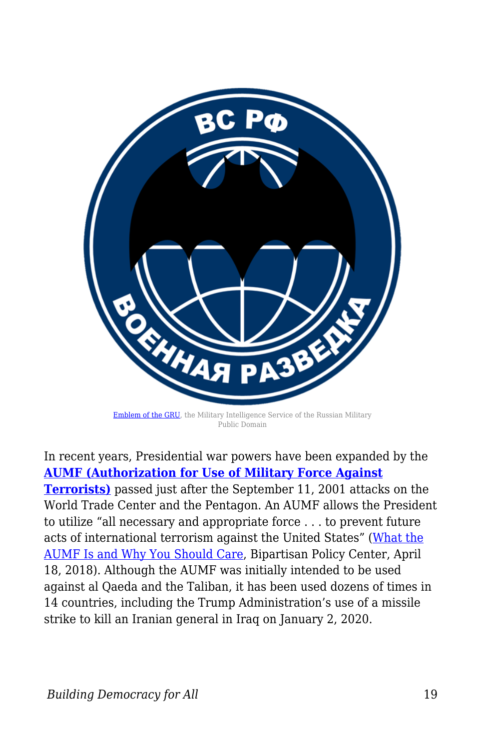Emblem of the GRU, the Military Intelligence Service of the Russian Military
Public Domain

In recent years, Presidential war powers have been expanded by the **AUMF (Authorization for Use of Military Force Against Terrorists)** passed just after the September 11, 2001 attacks on the World Trade Center and the Pentagon. An AUMF allows the President to utilize "all necessary and appropriate force . . . to prevent future acts of international terrorism against the United States" (What the AUMF Is and Why You Should Care, Bipartisan Policy Center, April 18, 2018). Although the AUMF was initially intended to be used against al Qaeda and the Taliban, it has been used dozens of times in 14 countries, including the Trump Administration's use of a missile strike to kill an Iranian general in Iraq on January 2, 2020.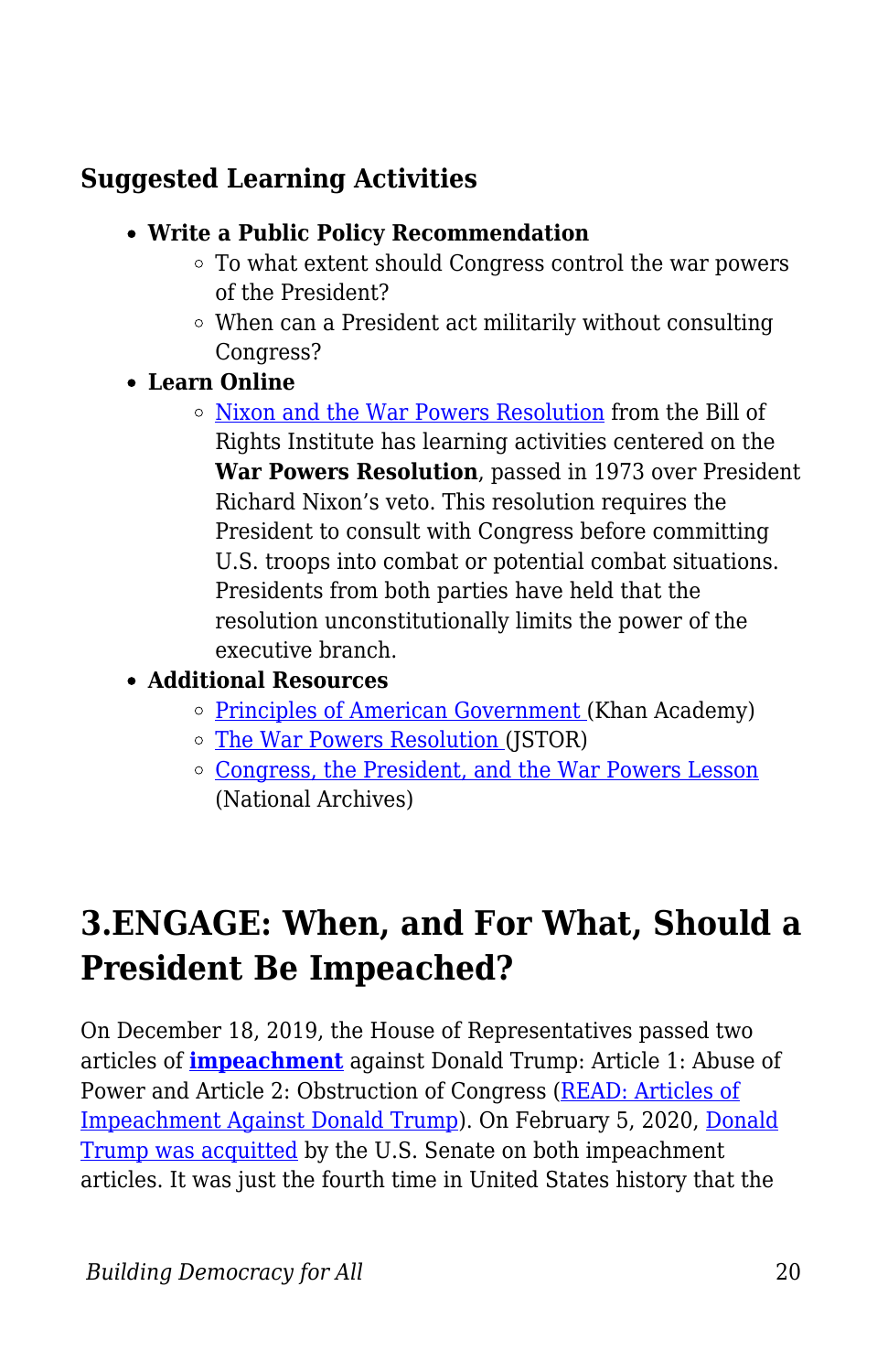### Suggested Learning Activities

- **Write a Public Policy Recommendation**
  - To what extent should Congress control the war powers of the President?
  - When can a President act militarily without consulting Congress?
- **Learn Online**
  - Nixon and the War Powers Resolution from the Bill of Rights Institute has learning activities centered on the **War Powers Resolution**, passed in 1973 over President Richard Nixon's veto. This resolution requires the President to consult with Congress before committing U.S. troops into combat or potential combat situations. Presidents from both parties have held that the resolution unconstitutionally limits the power of the executive branch.
- **Additional Resources**
  - Principles of American Government (Khan Academy)
  - The War Powers Resolution (JSTOR)
  - Congress, the President, and the War Powers Lesson (National Archives)

## 3.ENGAGE: When, and For What, Should a President Be Impeached?

On December 18, 2019, the House of Representatives passed two articles of **impeachment** against Donald Trump: Article 1: Abuse of Power and Article 2: Obstruction of Congress (READ: Articles of Impeachment Against Donald Trump). On February 5, 2020, Donald Trump was acquitted by the U.S. Senate on both impeachment articles. It was just the fourth time in United States history that the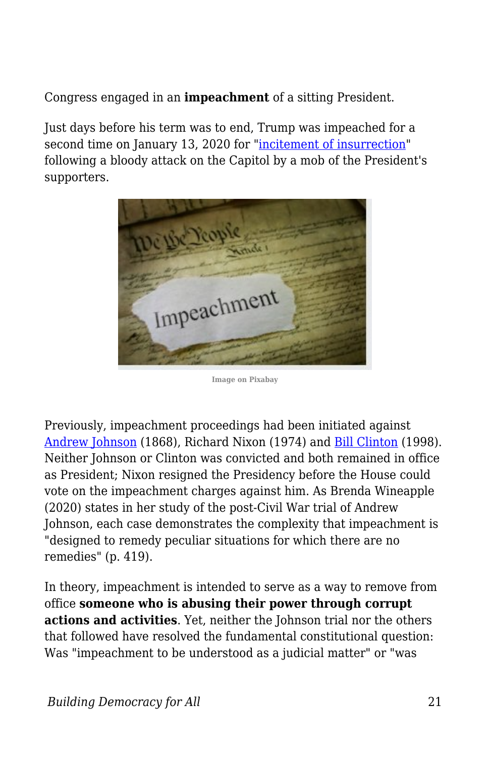Congress engaged in an **impeachment** of a sitting President.

Just days before his term was to end, Trump was impeached for a second time on January 13, 2020 for "incitement of insurrection" following a bloody attack on the Capitol by a mob of the President's supporters.

Image on Pixabay

Previously, impeachment proceedings had been initiated against Andrew Johnson (1868), Richard Nixon (1974) and Bill Clinton (1998). Neither Johnson or Clinton was convicted and both remained in office as President; Nixon resigned the Presidency before the House could vote on the impeachment charges against him. As Brenda Wineapple (2020) states in her study of the post-Civil War trial of Andrew Johnson, each case demonstrates the complexity that impeachment is "designed to remedy peculiar situations for which there are no remedies" (p. 419).

In theory, impeachment is intended to serve as a way to remove from office **someone who is abusing their power through corrupt actions and activities**. Yet, neither the Johnson trial nor the others that followed have resolved the fundamental constitutional question: Was "impeachment to be understood as a judicial matter" or "was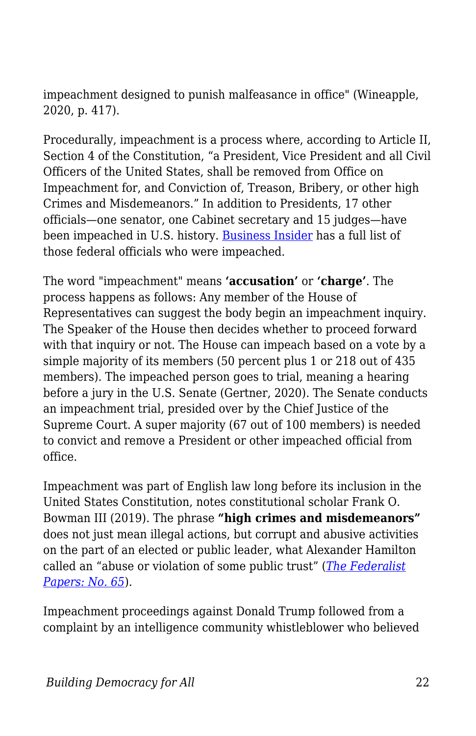impeachment designed to punish malfeasance in office" (Wineapple, 2020, p. 417).

Procedurally, impeachment is a process where, according to Article II, Section 4 of the Constitution, "a President, Vice President and all Civil Officers of the United States, shall be removed from Office on Impeachment for, and Conviction of, Treason, Bribery, or other high Crimes and Misdemeanors." In addition to Presidents, 17 other officials—one senator, one Cabinet secretary and 15 judges—have been impeached in U.S. history. Business Insider has a full list of those federal officials who were impeached.

The word "impeachment" means **'accusation'** or **'charge'**. The process happens as follows: Any member of the House of Representatives can suggest the body begin an impeachment inquiry. The Speaker of the House then decides whether to proceed forward with that inquiry or not. The House can impeach based on a vote by a simple majority of its members (50 percent plus 1 or 218 out of 435 members). The impeached person goes to trial, meaning a hearing before a jury in the U.S. Senate (Gertner, 2020). The Senate conducts an impeachment trial, presided over by the Chief Justice of the Supreme Court. A super majority (67 out of 100 members) is needed to convict and remove a President or other impeached official from office.

Impeachment was part of English law long before its inclusion in the United States Constitution, notes constitutional scholar Frank O. Bowman III (2019). The phrase **"high crimes and misdemeanors"** does not just mean illegal actions, but corrupt and abusive activities on the part of an elected or public leader, what Alexander Hamilton called an "abuse or violation of some public trust" (*The Federalist Papers: No. 65*).

Impeachment proceedings against Donald Trump followed from a complaint by an intelligence community whistleblower who believed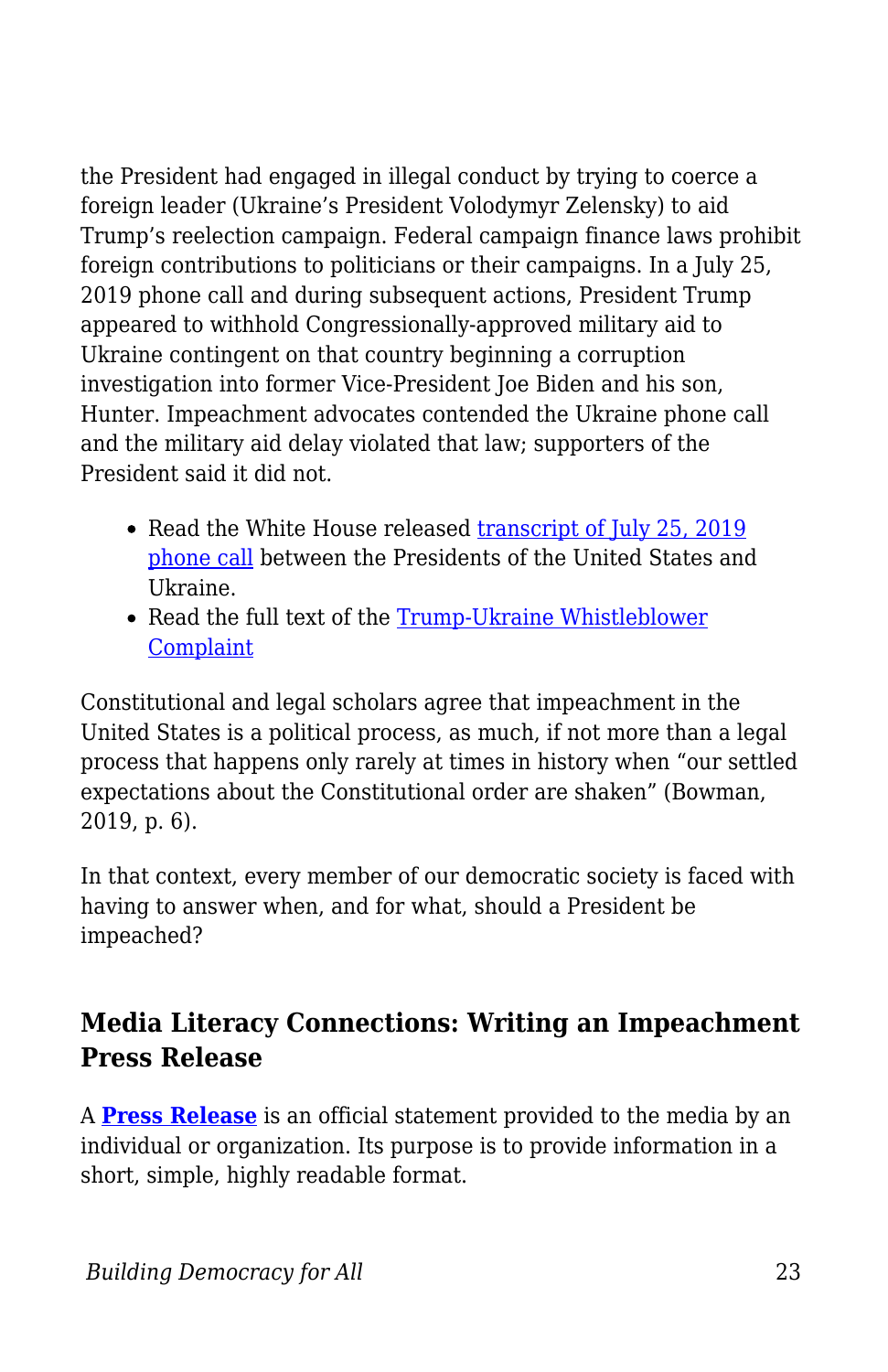the President had engaged in illegal conduct by trying to coerce a foreign leader (Ukraine's President Volodymyr Zelensky) to aid Trump's reelection campaign. Federal campaign finance laws prohibit foreign contributions to politicians or their campaigns. In a July 25, 2019 phone call and during subsequent actions, President Trump appeared to withhold Congressionally-approved military aid to Ukraine contingent on that country beginning a corruption investigation into former Vice-President Joe Biden and his son, Hunter. Impeachment advocates contended the Ukraine phone call and the military aid delay violated that law; supporters of the President said it did not.

- Read the White House released transcript of July 25, 2019 phone call between the Presidents of the United States and Ukraine.
- Read the full text of the Trump-Ukraine Whistleblower Complaint

Constitutional and legal scholars agree that impeachment in the United States is a political process, as much, if not more than a legal process that happens only rarely at times in history when "our settled expectations about the Constitutional order are shaken" (Bowman, 2019, p. 6).

In that context, every member of our democratic society is faced with having to answer when, and for what, should a President be impeached?

## Media Literacy Connections: Writing an Impeachment Press Release

A **Press Release** is an official statement provided to the media by an individual or organization. Its purpose is to provide information in a short, simple, highly readable format.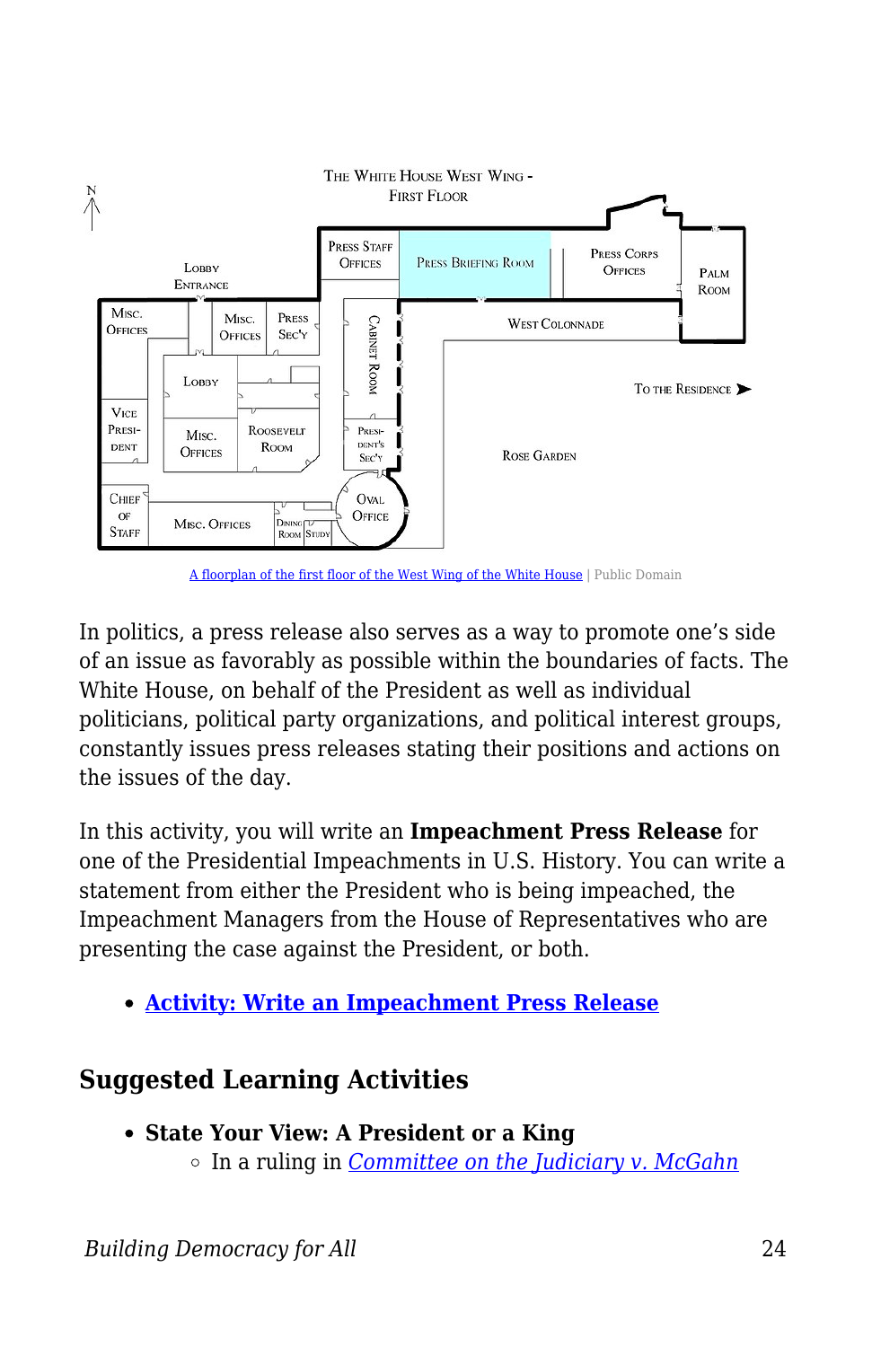A floorplan of the first floor of the West Wing of the White House | Public Domain

In politics, a press release also serves as a way to promote one's side of an issue as favorably as possible within the boundaries of facts. The White House, on behalf of the President as well as individual politicians, political party organizations, and political interest groups, constantly issues press releases stating their positions and actions on the issues of the day.

In this activity, you will write an **Impeachment Press Release** for one of the Presidential Impeachments in U.S. History. You can write a statement from either the President who is being impeached, the Impeachment Managers from the House of Representatives who are presenting the case against the President, or both.

- **Activity: Write an Impeachment Press Release**

## Suggested Learning Activities

- **State Your View: A President or a King**
    - In a ruling in *Committee on the Judiciary v. McGahn*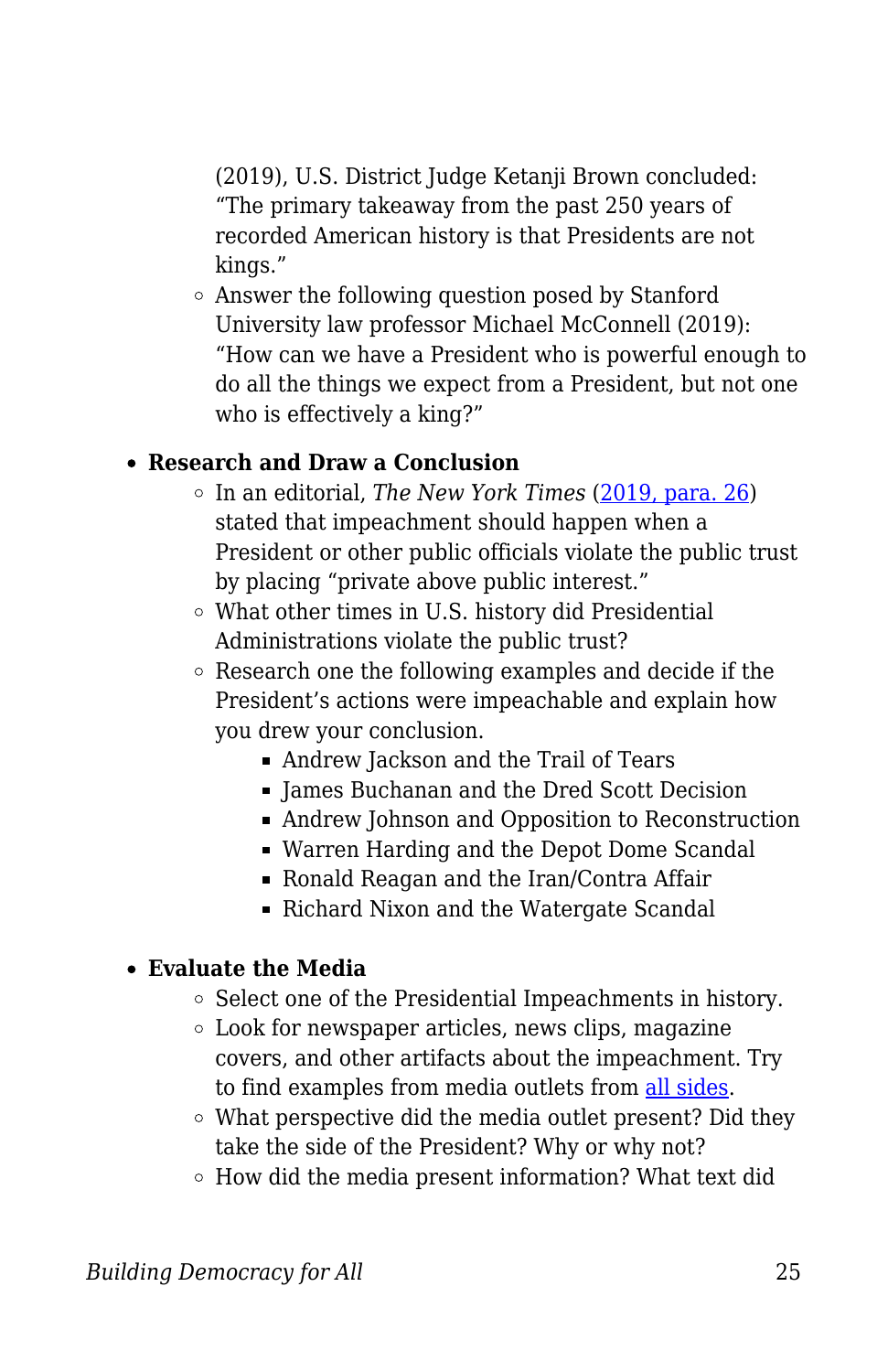(2019), U.S. District Judge Ketanji Brown concluded: "The primary takeaway from the past 250 years of recorded American history is that Presidents are not kings."
    - Answer the following question posed by Stanford University law professor Michael McConnell (2019): "How can we have a President who is powerful enough to do all the things we expect from a President, but not one who is effectively a king?"

- **Research and Draw a Conclusion**
    - In an editorial, *The New York Times* ([2019, para. 26](#)) stated that impeachment should happen when a President or other public officials violate the public trust by placing "private above public interest."
    - What other times in U.S. history did Presidential Administrations violate the public trust?
    - Research one the following examples and decide if the President's actions were impeachable and explain how you drew your conclusion.
        - Andrew Jackson and the Trail of Tears
        - James Buchanan and the Dred Scott Decision
        - Andrew Johnson and Opposition to Reconstruction
        - Warren Harding and the Depot Dome Scandal
        - Ronald Reagan and the Iran/Contra Affair
        - Richard Nixon and the Watergate Scandal

- **Evaluate the Media**
    - Select one of the Presidential Impeachments in history.
    - Look for newspaper articles, news clips, magazine covers, and other artifacts about the impeachment. Try to find examples from media outlets from [all sides](#).
    - What perspective did the media outlet present? Did they take the side of the President? Why or why not?
    - How did the media present information? What text did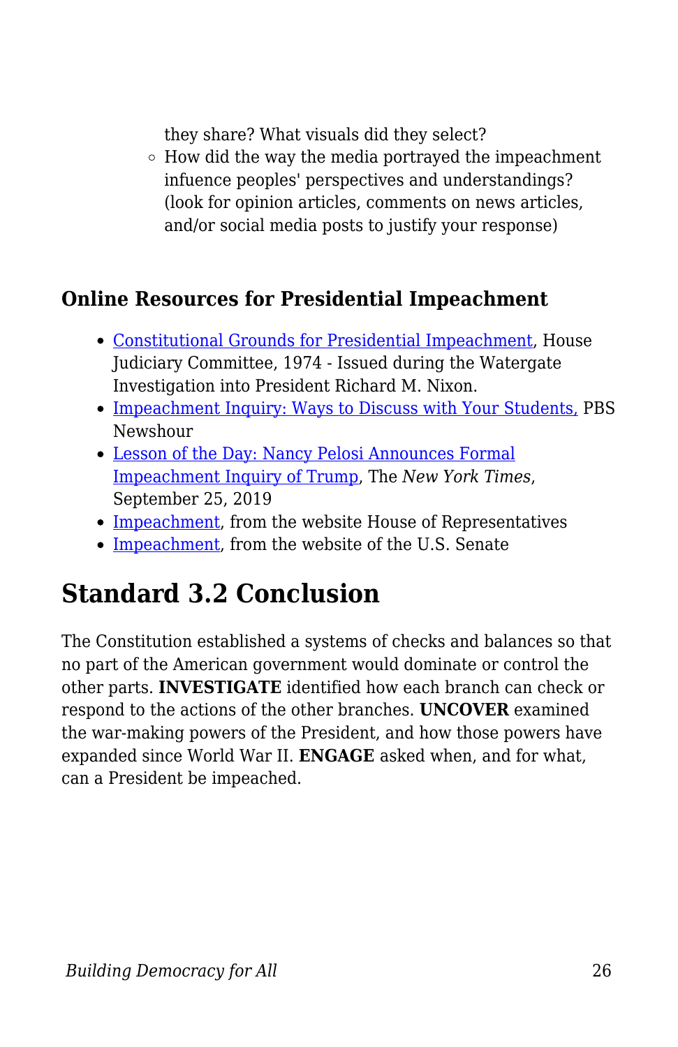they share? What visuals did they select?
  - How did the way the media portrayed the impeachment infuence peoples' perspectives and understandings? (look for opinion articles, comments on news articles, and/or social media posts to justify your response)

### Online Resources for Presidential Impeachment

- Constitutional Grounds for Presidential Impeachment, House Judiciary Committee, 1974 - Issued during the Watergate Investigation into President Richard M. Nixon.
- Impeachment Inquiry: Ways to Discuss with Your Students, PBS Newshour
- Lesson of the Day: Nancy Pelosi Announces Formal Impeachment Inquiry of Trump, The *New York Times*, September 25, 2019
- Impeachment, from the website House of Representatives
- Impeachment, from the website of the U.S. Senate

## Standard 3.2 Conclusion

The Constitution established a systems of checks and balances so that no part of the American government would dominate or control the other parts. **INVESTIGATE** identified how each branch can check or respond to the actions of the other branches. **UNCOVER** examined the war-making powers of the President, and how those powers have expanded since World War II. **ENGAGE** asked when, and for what, can a President be impeached.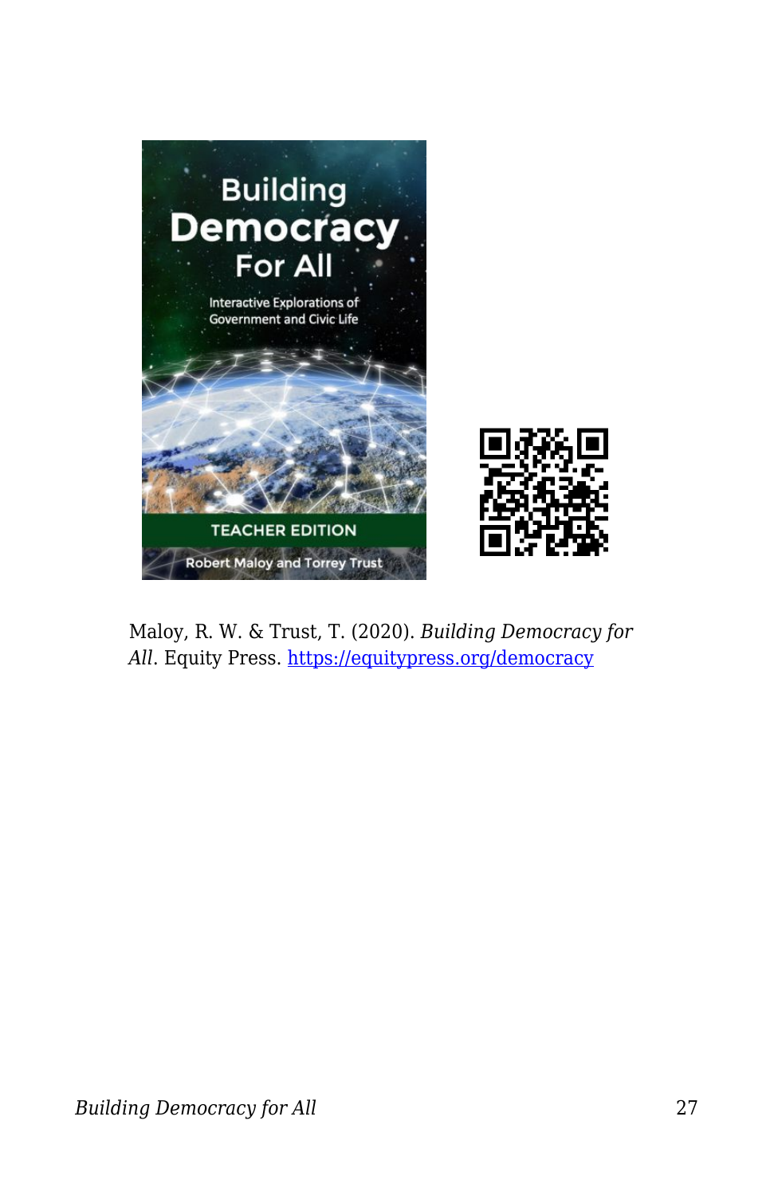Maloy, R. W. & Trust, T. (2020). *Building Democracy for All*. Equity Press. https://equitypress.org/democracy